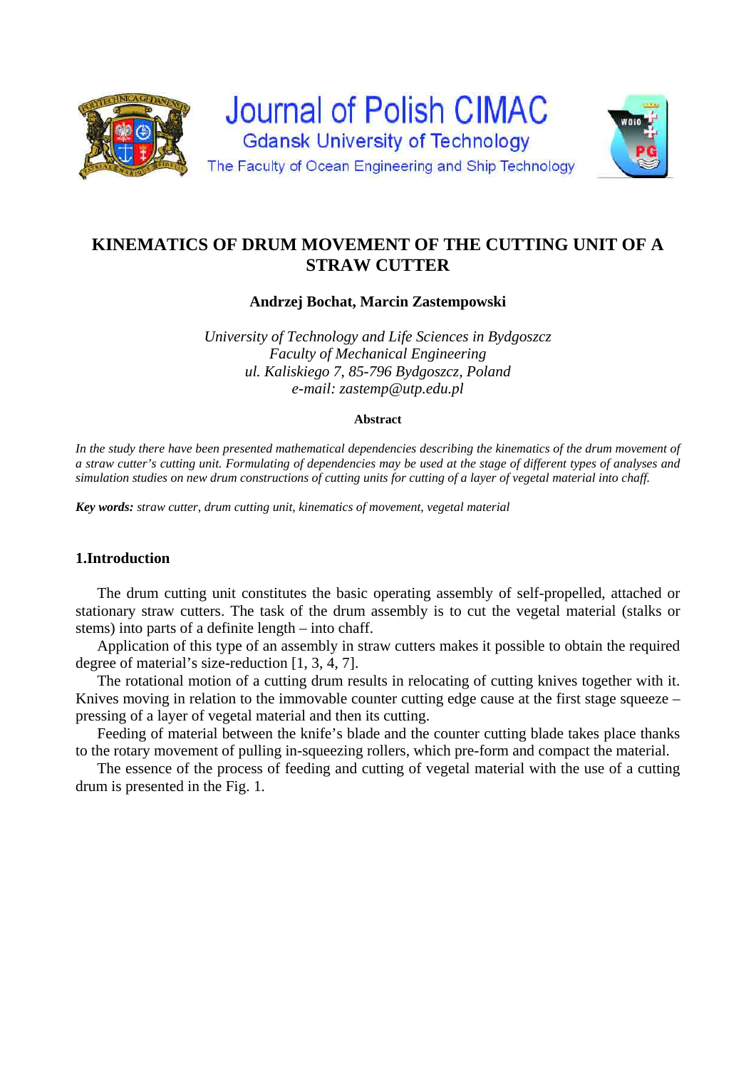# KINEMATICS OF DRUM MOVEMENT OF THE CUTTING UNIT OF A STRAW CUTTER

**Andrzej Bochat, Marcin Zastempowski**

*University of Technology and Life Sciences in Bydgoszcz*
*Faculty of Mechanical Engineering*
*ul. Kaliskiego 7, 85-796 Bydgoszcz, Poland*
*e-mail: zastemp@utp.edu.pl*

**Abstract**

*In the study there have been presented mathematical dependencies describing the kinematics of the drum movement of a straw cutter's cutting unit. Formulating of dependencies may be used at the stage of different types of analyses and simulation studies on new drum constructions of cutting units for cutting of a layer of vegetal material into chaff.*

***Key words:*** *straw cutter, drum cutting unit, kinematics of movement, vegetal material*

## 1.Introduction

The drum cutting unit constitutes the basic operating assembly of self-propelled, attached or stationary straw cutters. The task of the drum assembly is to cut the vegetal material (stalks or stems) into parts of a definite length – into chaff.

Application of this type of an assembly in straw cutters makes it possible to obtain the required degree of material's size-reduction [1, 3, 4, 7].

The rotational motion of a cutting drum results in relocating of cutting knives together with it. Knives moving in relation to the immovable counter cutting edge cause at the first stage squeeze – pressing of a layer of vegetal material and then its cutting.

Feeding of material between the knife's blade and the counter cutting blade takes place thanks to the rotary movement of pulling in-squeezing rollers, which pre-form and compact the material.

The essence of the process of feeding and cutting of vegetal material with the use of a cutting drum is presented in the Fig. 1.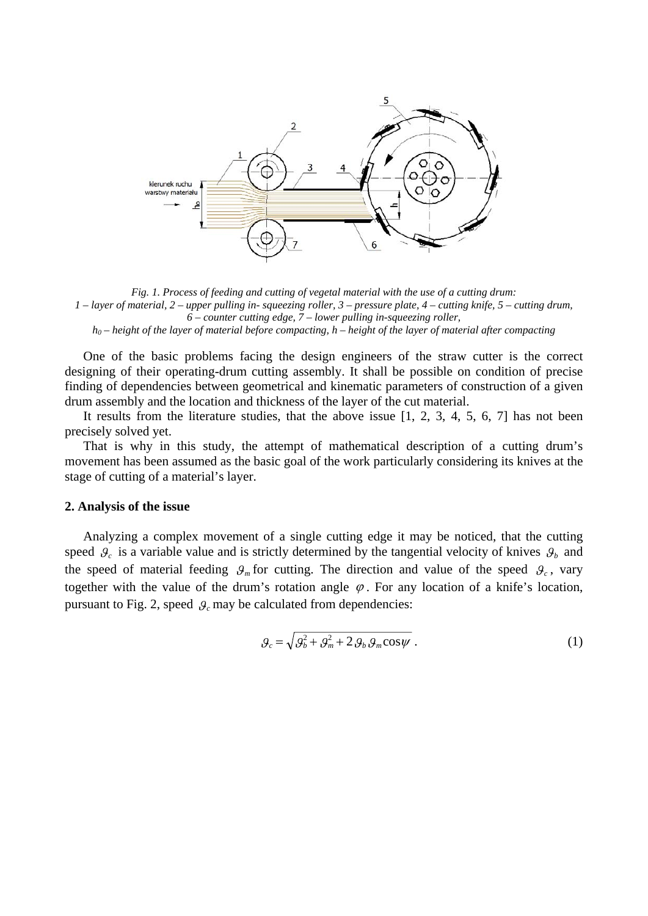*Fig. 1. Process of feeding and cutting of vegetal material with the use of a cutting drum:*
*1 – layer of material, 2 – upper pulling in- squeezing roller, 3 – pressure plate, 4 – cutting knife, 5 – cutting drum, 6 – counter cutting edge, 7 – lower pulling in-squeezing roller,*
*$h_0$ – height of the layer of material before compacting, h – height of the layer of material after compacting*

One of the basic problems facing the design engineers of the straw cutter is the correct designing of their operating-drum cutting assembly. It shall be possible on condition of precise finding of dependencies between geometrical and kinematic parameters of construction of a given drum assembly and the location and thickness of the layer of the cut material.

It results from the literature studies, that the above issue [1, 2, 3, 4, 5, 6, 7] has not been precisely solved yet.

That is why in this study, the attempt of mathematical description of a cutting drum's movement has been assumed as the basic goal of the work particularly considering its knives at the stage of cutting of a material's layer.

## 2. Analysis of the issue

Analyzing a complex movement of a single cutting edge it may be noticed, that the cutting speed $\vartheta_c$ is a variable value and is strictly determined by the tangential velocity of knives $\vartheta_b$ and the speed of material feeding $\vartheta_m$ for cutting. The direction and value of the speed $\vartheta_c$, vary together with the value of the drum's rotation angle $\varphi$. For any location of a knife's location, pursuant to Fig. 2, speed $\vartheta_c$ may be calculated from dependencies:

$$\vartheta_c = \sqrt{\vartheta_b^2 + \vartheta_m^2 + 2\,\vartheta_b\,\vartheta_m \cos\psi} \ . \tag{1}$$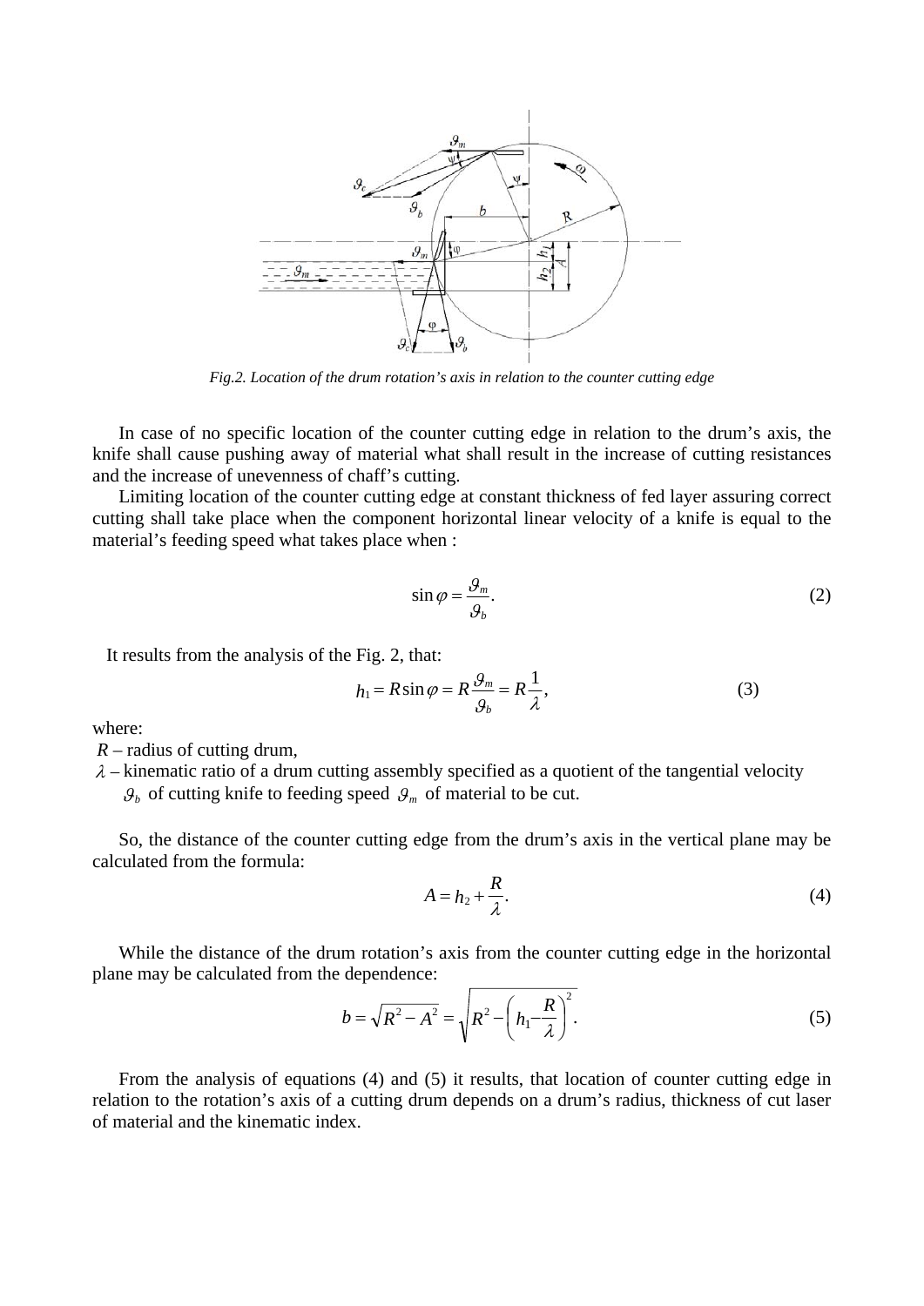Fig.2. Location of the drum rotation’s axis in relation to the counter cutting edge

In case of no specific location of the counter cutting edge in relation to the drum’s axis, the knife shall cause pushing away of material what shall result in the increase of cutting resistances and the increase of unevenness of chaff’s cutting.

Limiting location of the counter cutting edge at constant thickness of fed layer assuring correct cutting shall take place when the component horizontal linear velocity of a knife is equal to the material’s feeding speed what takes place when :

$$\sin\varphi = \frac{\vartheta_m}{\vartheta_b}. \tag{2}$$

It results from the analysis of the Fig. 2, that:

$$h_1 = R\sin\varphi = R\frac{\vartheta_m}{\vartheta_b} = R\frac{1}{\lambda}, \tag{3}$$

where:

$R$ – radius of cutting drum,

$\lambda$ – kinematic ratio of a drum cutting assembly specified as a quotient of the tangential velocity $\vartheta_b$ of cutting knife to feeding speed $\vartheta_m$ of material to be cut.

So, the distance of the counter cutting edge from the drum’s axis in the vertical plane may be calculated from the formula:

$$A = h_2 + \frac{R}{\lambda}. \tag{4}$$

While the distance of the drum rotation’s axis from the counter cutting edge in the horizontal plane may be calculated from the dependence:

$$b = \sqrt{R^2 - A^2} = \sqrt{R^2 - \left(h_1 - \frac{R}{\lambda}\right)^2}. \tag{5}$$

From the analysis of equations (4) and (5) it results, that location of counter cutting edge in relation to the rotation’s axis of a cutting drum depends on a drum’s radius, thickness of cut laser of material and the kinematic index.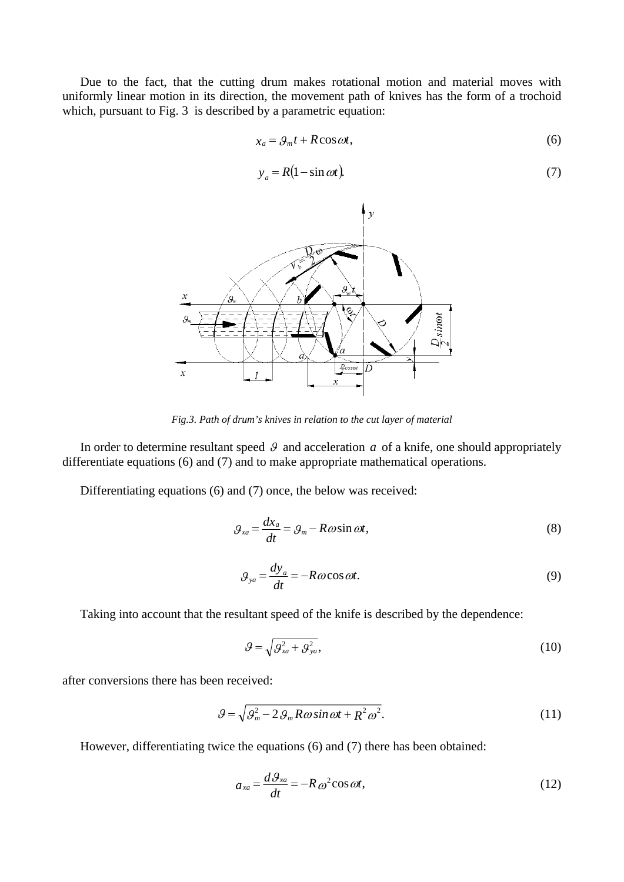Due to the fact, that the cutting drum makes rotational motion and material moves with uniformly linear motion in its direction, the movement path of knives has the form of a trochoid which, pursuant to Fig. 3 is described by a parametric equation:

$$x_a = \vartheta_m t + R\cos\omega t, \tag{6}$$

$$y_a = R(1 - \sin\omega t). \tag{7}$$

*Fig.3. Path of drum's knives in relation to the cut layer of material*

In order to determine resultant speed $\vartheta$ and acceleration $a$ of a knife, one should appropriately differentiate equations (6) and (7) and to make appropriate mathematical operations.

Differentiating equations (6) and (7) once, the below was received:

$$\vartheta_{xa} = \frac{dx_a}{dt} = \vartheta_m - R\omega\sin\omega t, \tag{8}$$

$$\vartheta_{ya} = \frac{dy_a}{dt} = -R\omega\cos\omega t. \tag{9}$$

Taking into account that the resultant speed of the knife is described by the dependence:

$$\vartheta = \sqrt{\vartheta_{xa}^2 + \vartheta_{ya}^2}, \tag{10}$$

after conversions there has been received:

$$\vartheta = \sqrt{\vartheta_m^2 - 2\,\vartheta_m R\omega \sin\omega t + R^2\omega^2}. \tag{11}$$

However, differentiating twice the equations (6) and (7) there has been obtained:

$$a_{xa} = \frac{d\vartheta_{xa}}{dt} = -R\omega^2\cos\omega t, \tag{12}$$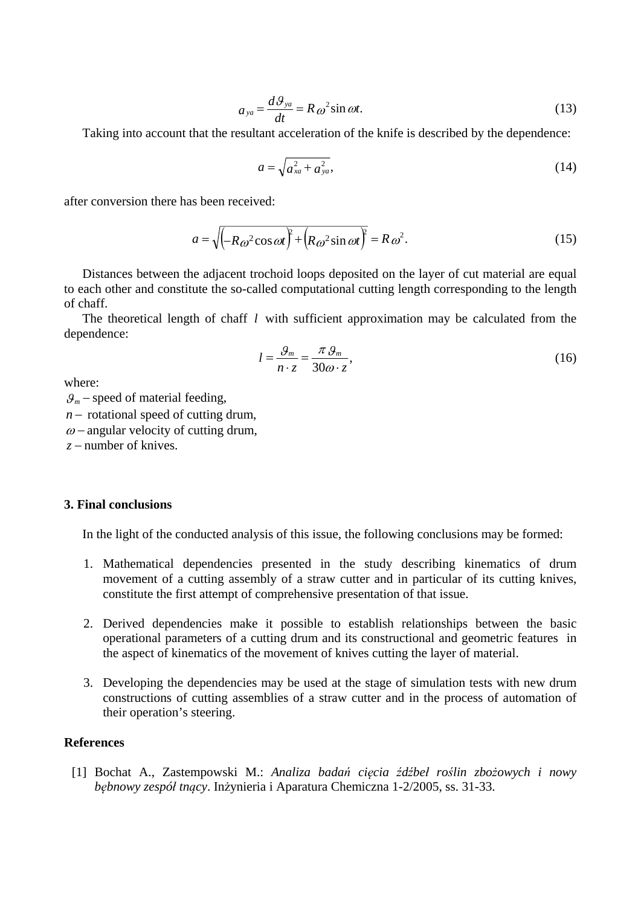$$a_{ya} = \frac{d\vartheta_{ya}}{dt} = R\omega^2 \sin \omega t. \tag{13}$$

Taking into account that the resultant acceleration of the knife is described by the dependence:

$$a = \sqrt{a_{xa}^2 + a_{ya}^2}, \tag{14}$$

after conversion there has been received:

$$a = \sqrt{\left(-R\omega^2 \cos \omega t\right)^2 + \left(R\omega^2 \sin \omega t\right)^2} = R\omega^2. \tag{15}$$

Distances between the adjacent trochoid loops deposited on the layer of cut material are equal to each other and constitute the so-called computational cutting length corresponding to the length of chaff.

The theoretical length of chaff $l$ with sufficient approximation may be calculated from the dependence:

$$l = \frac{\vartheta_m}{n \cdot z} = \frac{\pi\,\vartheta_m}{30\omega \cdot z}, \tag{16}$$

where:

$\vartheta_m$ – speed of material feeding,  
$n$ – rotational speed of cutting drum,  
$\omega$ – angular velocity of cutting drum,  
$z$ – number of knives.

## 3. Final conclusions

In the light of the conducted analysis of this issue, the following conclusions may be formed:

1. Mathematical dependencies presented in the study describing kinematics of drum movement of a cutting assembly of a straw cutter and in particular of its cutting knives, constitute the first attempt of comprehensive presentation of that issue.

2. Derived dependencies make it possible to establish relationships between the basic operational parameters of a cutting drum and its constructional and geometric features in the aspect of kinematics of the movement of knives cutting the layer of material.

3. Developing the dependencies may be used at the stage of simulation tests with new drum constructions of cutting assemblies of a straw cutter and in the process of automation of their operation's steering.

## References

[1] Bochat A., Zastempowski M.: *Analiza badań cięcia źdźbeł roślin zbożowych i nowy bębnowy zespół tnący*. Inżynieria i Aparatura Chemiczna 1-2/2005, ss. 31-33.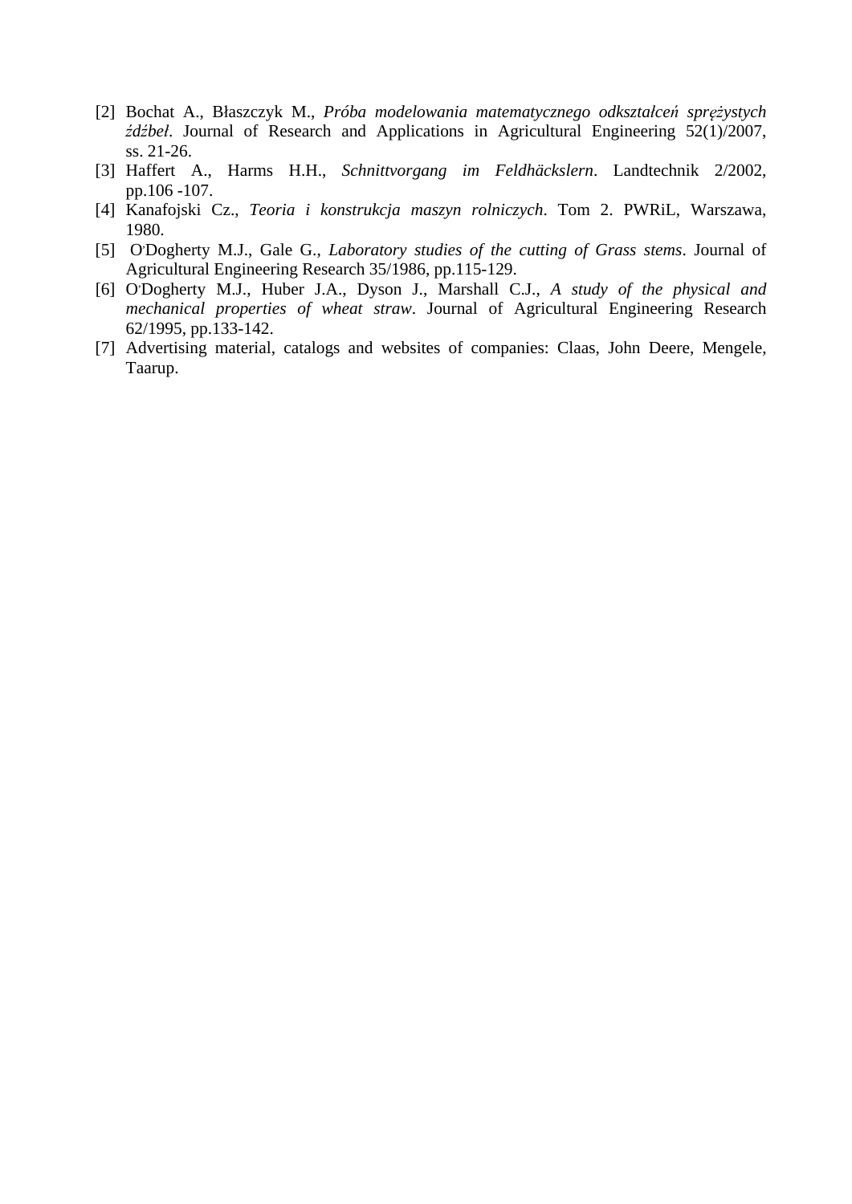[2] Bochat A., Błaszczyk M., *Próba modelowania matematycznego odkształceń sprężystych źdźbeł*. Journal of Research and Applications in Agricultural Engineering 52(1)/2007, ss. 21-26.

[3] Haffert A., Harms H.H., *Schnittvorgang im Feldhäckslern*. Landtechnik 2/2002, pp.106 -107.

[4] Kanafojski Cz., *Teoria i konstrukcja maszyn rolniczych*. Tom 2. PWRiL, Warszawa, 1980.

[5] O'Dogherty M.J., Gale G., *Laboratory studies of the cutting of Grass stems*. Journal of Agricultural Engineering Research 35/1986, pp.115-129.

[6] O'Dogherty M.J., Huber J.A., Dyson J., Marshall C.J., *A study of the physical and mechanical properties of wheat straw*. Journal of Agricultural Engineering Research 62/1995, pp.133-142.

[7] Advertising material, catalogs and websites of companies: Claas, John Deere, Mengele, Taarup.